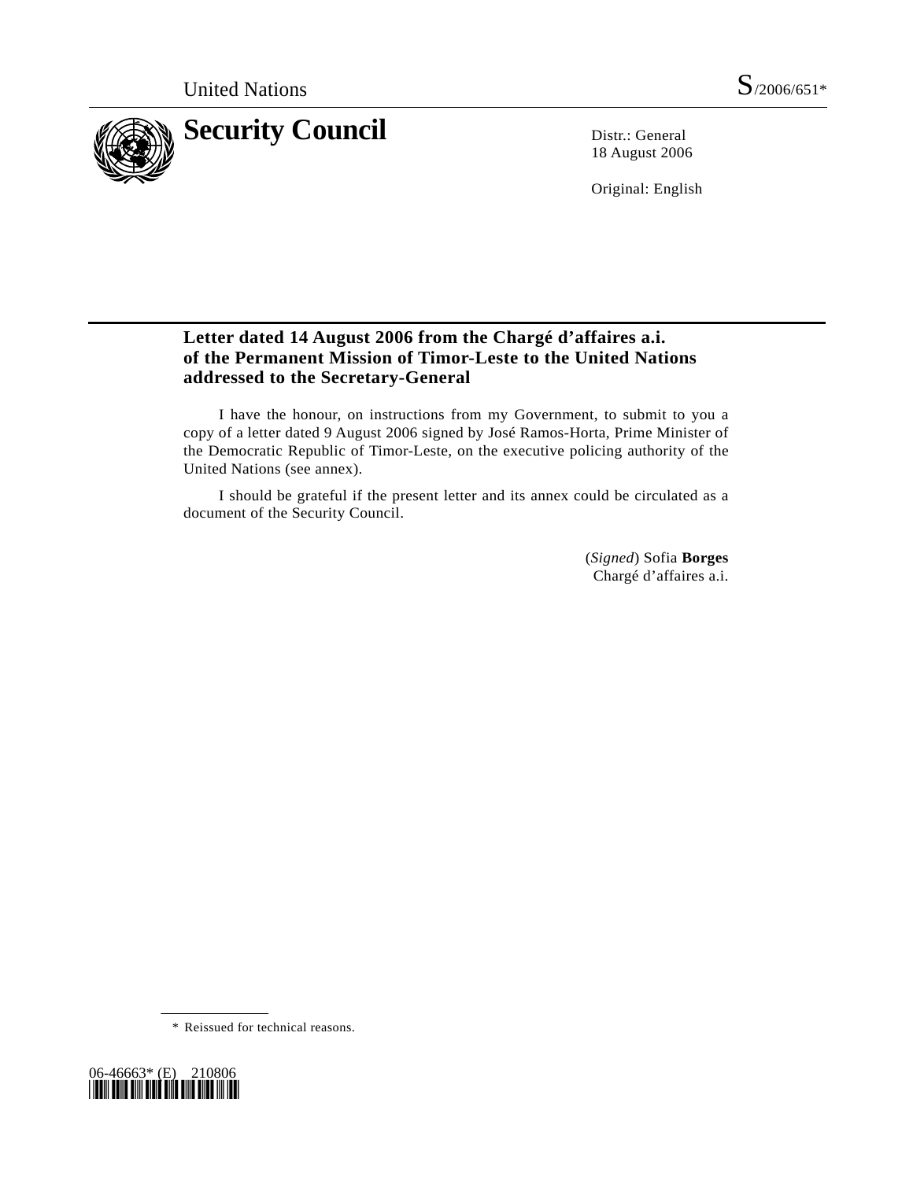United Nations S/2006/651*

# Security Council

Distr.: General
18 August 2006

Original: English

## Letter dated 14 August 2006 from the Chargé d'affaires a.i. of the Permanent Mission of Timor-Leste to the United Nations addressed to the Secretary-General

I have the honour, on instructions from my Government, to submit to you a copy of a letter dated 9 August 2006 signed by José Ramos-Horta, Prime Minister of the Democratic Republic of Timor-Leste, on the executive policing authority of the United Nations (see annex).

I should be grateful if the present letter and its annex could be circulated as a document of the Security Council.

(*Signed*) Sofia **Borges**
Chargé d'affaires a.i.

\* Reissued for technical reasons.

06-46663* (E) 210806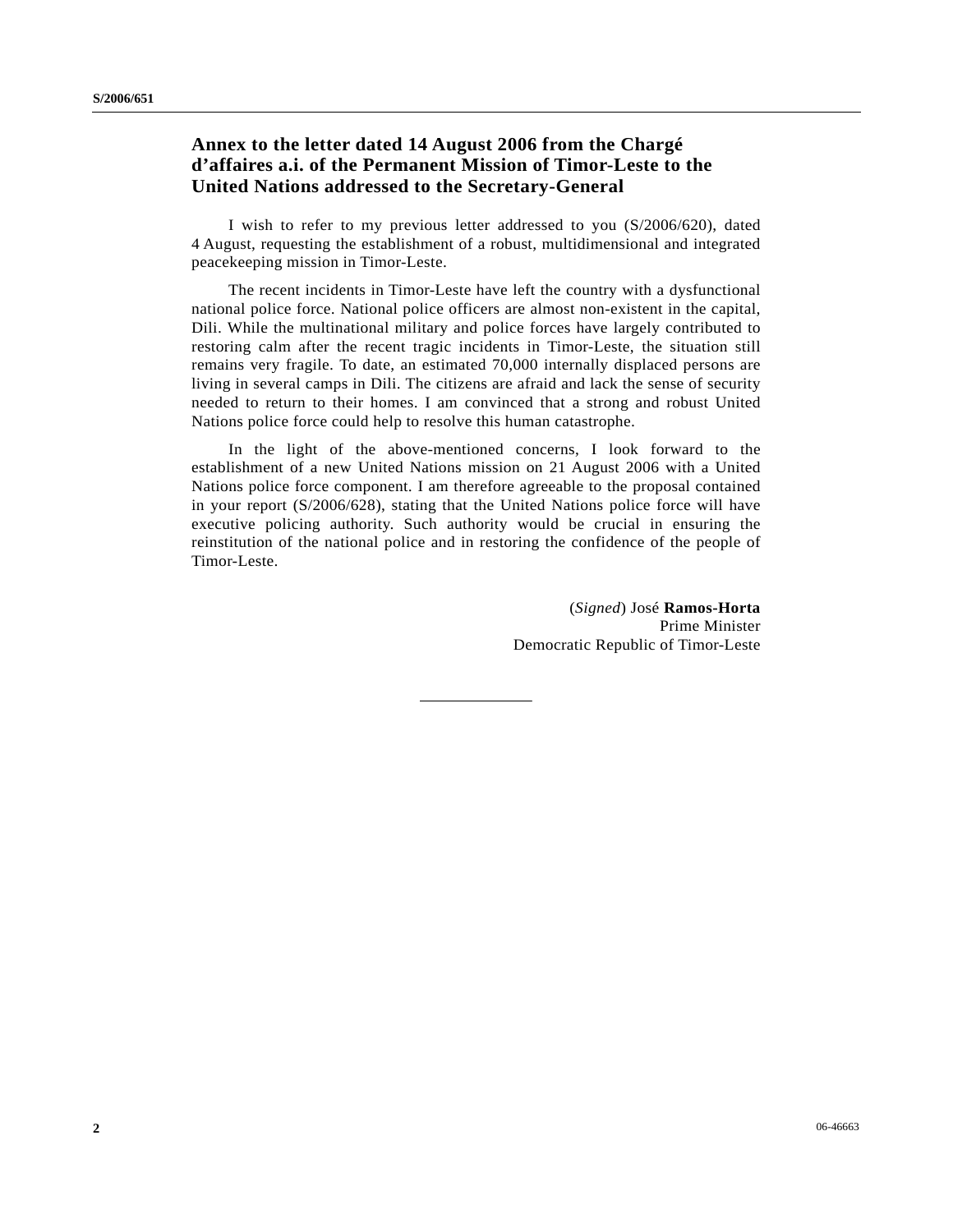## Annex to the letter dated 14 August 2006 from the Chargé d'affaires a.i. of the Permanent Mission of Timor-Leste to the United Nations addressed to the Secretary-General

I wish to refer to my previous letter addressed to you (S/2006/620), dated 4 August, requesting the establishment of a robust, multidimensional and integrated peacekeeping mission in Timor-Leste.

The recent incidents in Timor-Leste have left the country with a dysfunctional national police force. National police officers are almost non-existent in the capital, Dili. While the multinational military and police forces have largely contributed to restoring calm after the recent tragic incidents in Timor-Leste, the situation still remains very fragile. To date, an estimated 70,000 internally displaced persons are living in several camps in Dili. The citizens are afraid and lack the sense of security needed to return to their homes. I am convinced that a strong and robust United Nations police force could help to resolve this human catastrophe.

In the light of the above-mentioned concerns, I look forward to the establishment of a new United Nations mission on 21 August 2006 with a United Nations police force component. I am therefore agreeable to the proposal contained in your report (S/2006/628), stating that the United Nations police force will have executive policing authority. Such authority would be crucial in ensuring the reinstitution of the national police and in restoring the confidence of the people of Timor-Leste.

(*Signed*) José **Ramos-Horta**
Prime Minister
Democratic Republic of Timor-Leste